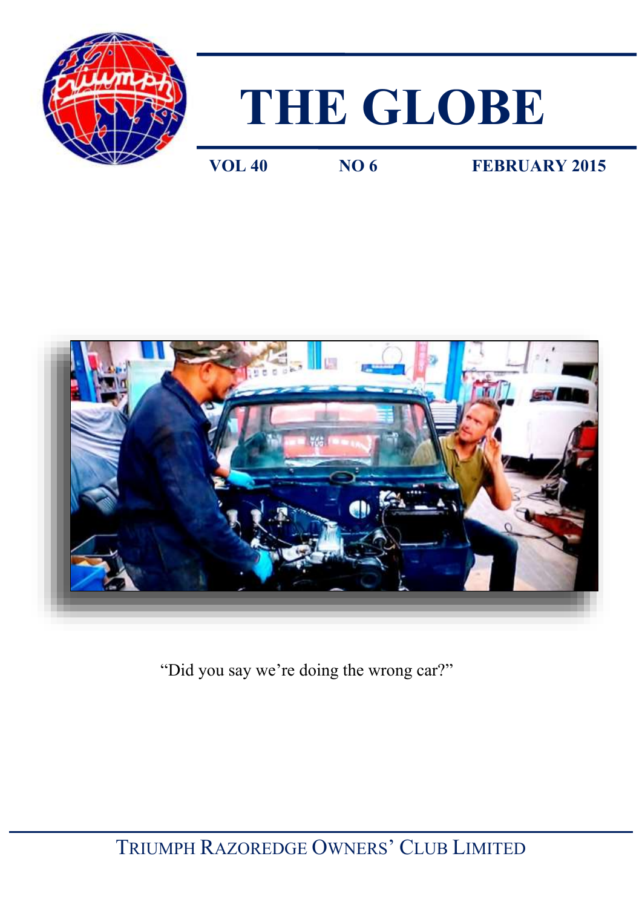# THE GLOBE

**VOL 40** **NO 6** **FEBRUARY 2015**

"Did you say we're doing the wrong car?"

TRIUMPH RAZOREDGE OWNERS' CLUB LIMITED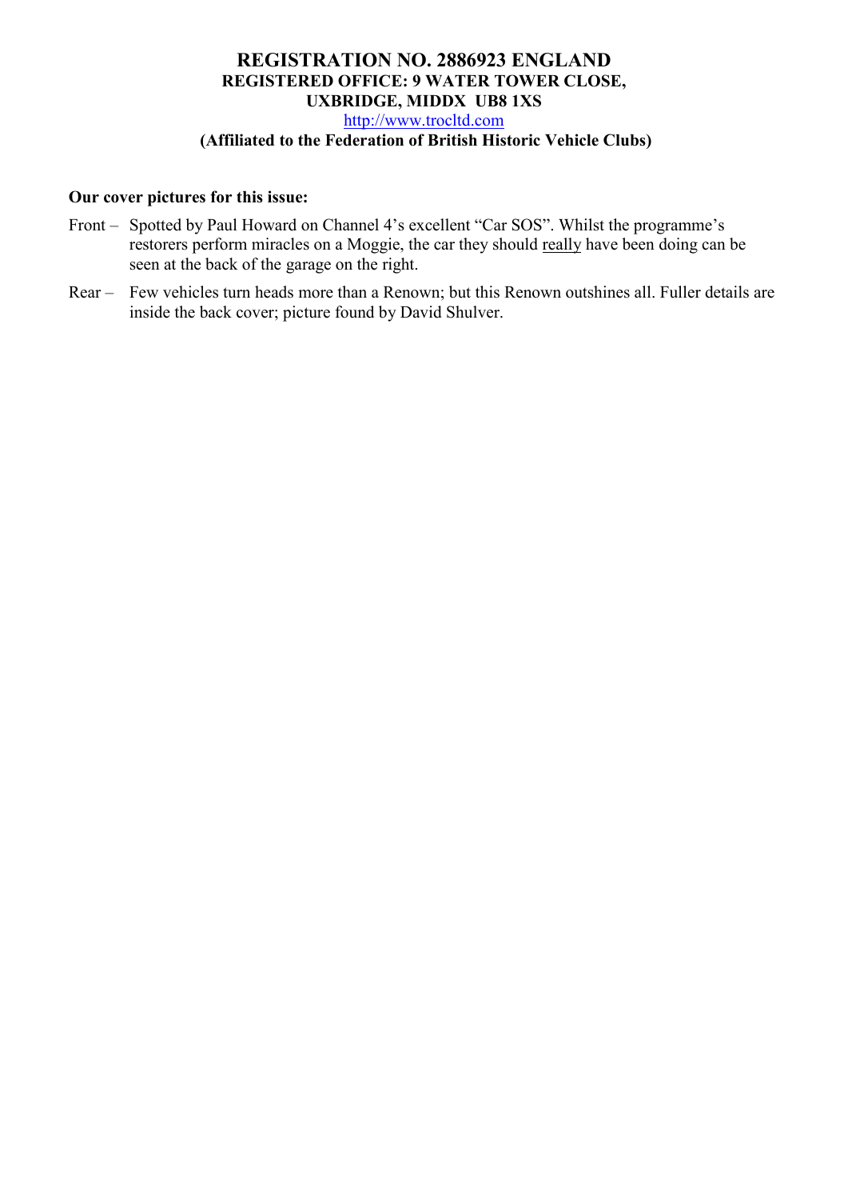**REGISTRATION NO. 2886923 ENGLAND**
**REGISTERED OFFICE: 9 WATER TOWER CLOSE, UXBRIDGE, MIDDX UB8 1XS**
http://www.trocltd.com
**(Affiliated to the Federation of British Historic Vehicle Clubs)**

**Our cover pictures for this issue:**

Front – Spotted by Paul Howard on Channel 4's excellent "Car SOS". Whilst the programme's restorers perform miracles on a Moggie, the car they should really have been doing can be seen at the back of the garage on the right.

Rear – Few vehicles turn heads more than a Renown; but this Renown outshines all. Fuller details are inside the back cover; picture found by David Shulver.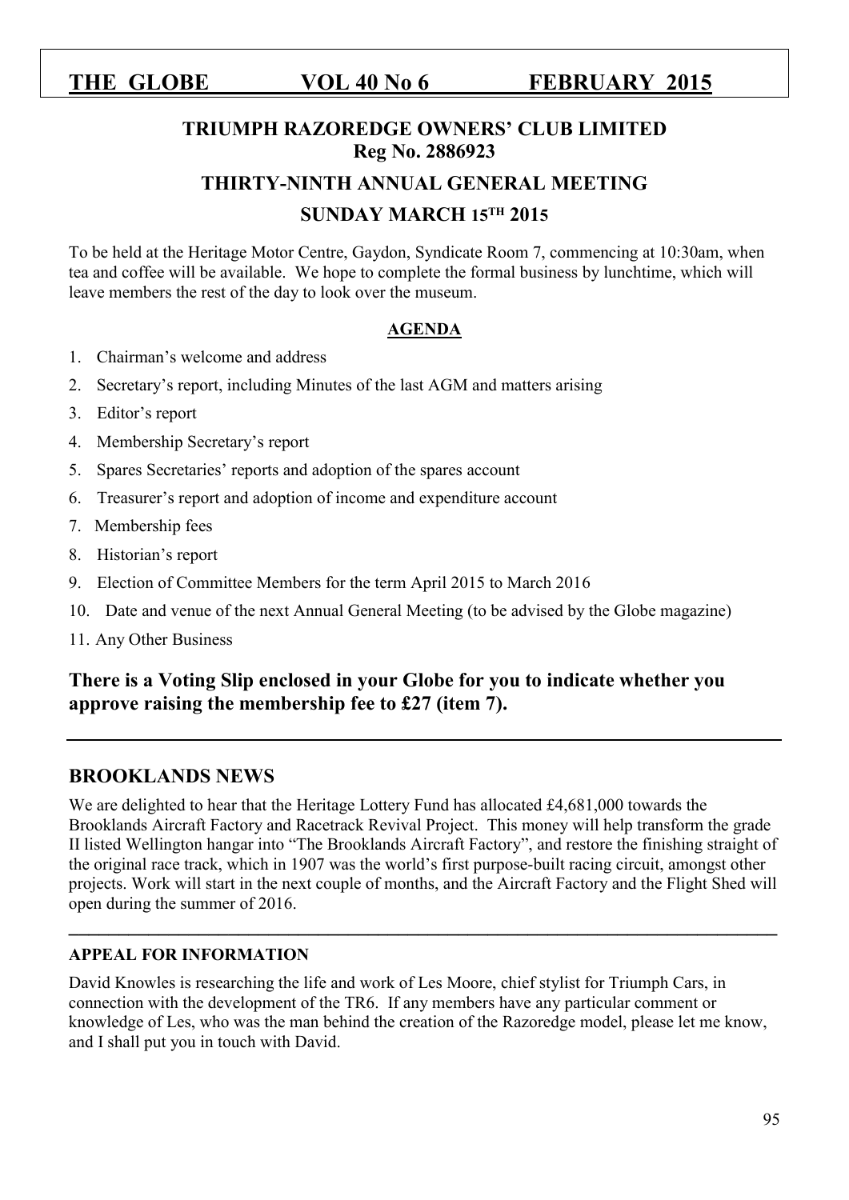# THE GLOBE VOL 40 No 6 FEBRUARY 2015

## TRIUMPH RAZOREDGE OWNERS' CLUB LIMITED
## Reg No. 2886923

## THIRTY-NINTH ANNUAL GENERAL MEETING

## SUNDAY MARCH 15TH 2015

To be held at the Heritage Motor Centre, Gaydon, Syndicate Room 7, commencing at 10:30am, when tea and coffee will be available. We hope to complete the formal business by lunchtime, which will leave members the rest of the day to look over the museum.

**AGENDA**

1. Chairman's welcome and address
2. Secretary's report, including Minutes of the last AGM and matters arising
3. Editor's report
4. Membership Secretary's report
5. Spares Secretaries' reports and adoption of the spares account
6. Treasurer's report and adoption of income and expenditure account
7. Membership fees
8. Historian's report
9. Election of Committee Members for the term April 2015 to March 2016
10. Date and venue of the next Annual General Meeting (to be advised by the Globe magazine)
11. Any Other Business

**There is a Voting Slip enclosed in your Globe for you to indicate whether you approve raising the membership fee to £27 (item 7).**

---

## BROOKLANDS NEWS

We are delighted to hear that the Heritage Lottery Fund has allocated £4,681,000 towards the Brooklands Aircraft Factory and Racetrack Revival Project. This money will help transform the grade II listed Wellington hangar into "The Brooklands Aircraft Factory", and restore the finishing straight of the original race track, which in 1907 was the world's first purpose-built racing circuit, amongst other projects. Work will start in the next couple of months, and the Aircraft Factory and the Flight Shed will open during the summer of 2016.

---

### APPEAL FOR INFORMATION

David Knowles is researching the life and work of Les Moore, chief stylist for Triumph Cars, in connection with the development of the TR6. If any members have any particular comment or knowledge of Les, who was the man behind the creation of the Razoredge model, please let me know, and I shall put you in touch with David.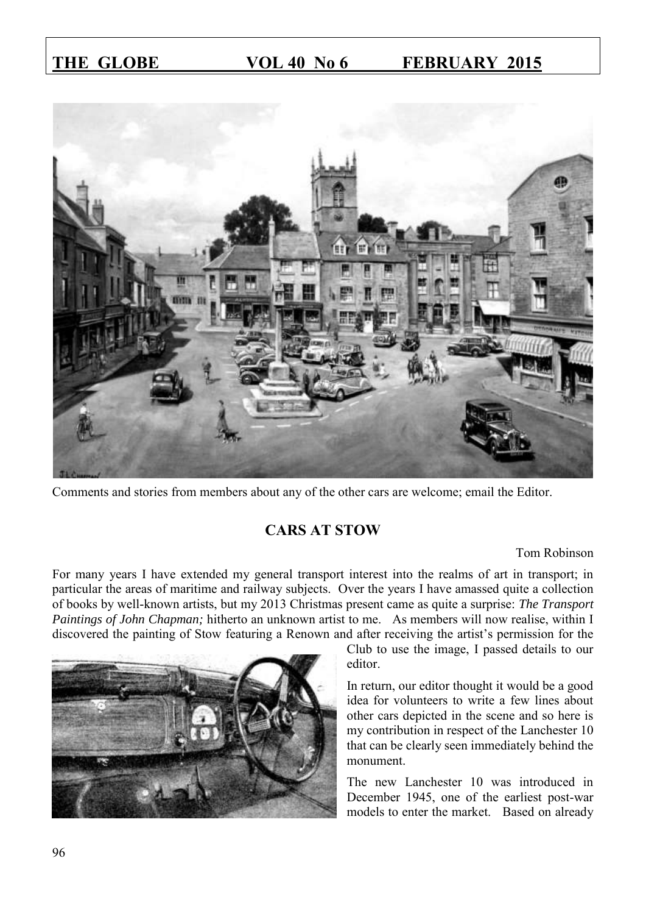Comments and stories from members about any of the other cars are welcome; email the Editor.

## CARS AT STOW

Tom Robinson

For many years I have extended my general transport interest into the realms of art in transport; in particular the areas of maritime and railway subjects. Over the years I have amassed quite a collection of books by well-known artists, but my 2013 Christmas present came as quite a surprise: *The Transport Paintings of John Chapman;* hitherto an unknown artist to me. As members will now realise, within I discovered the painting of Stow featuring a Renown and after receiving the artist's permission for the Club to use the image, I passed details to our editor.

In return, our editor thought it would be a good idea for volunteers to write a few lines about other cars depicted in the scene and so here is my contribution in respect of the Lanchester 10 that can be clearly seen immediately behind the monument.

The new Lanchester 10 was introduced in December 1945, one of the earliest post-war models to enter the market. Based on already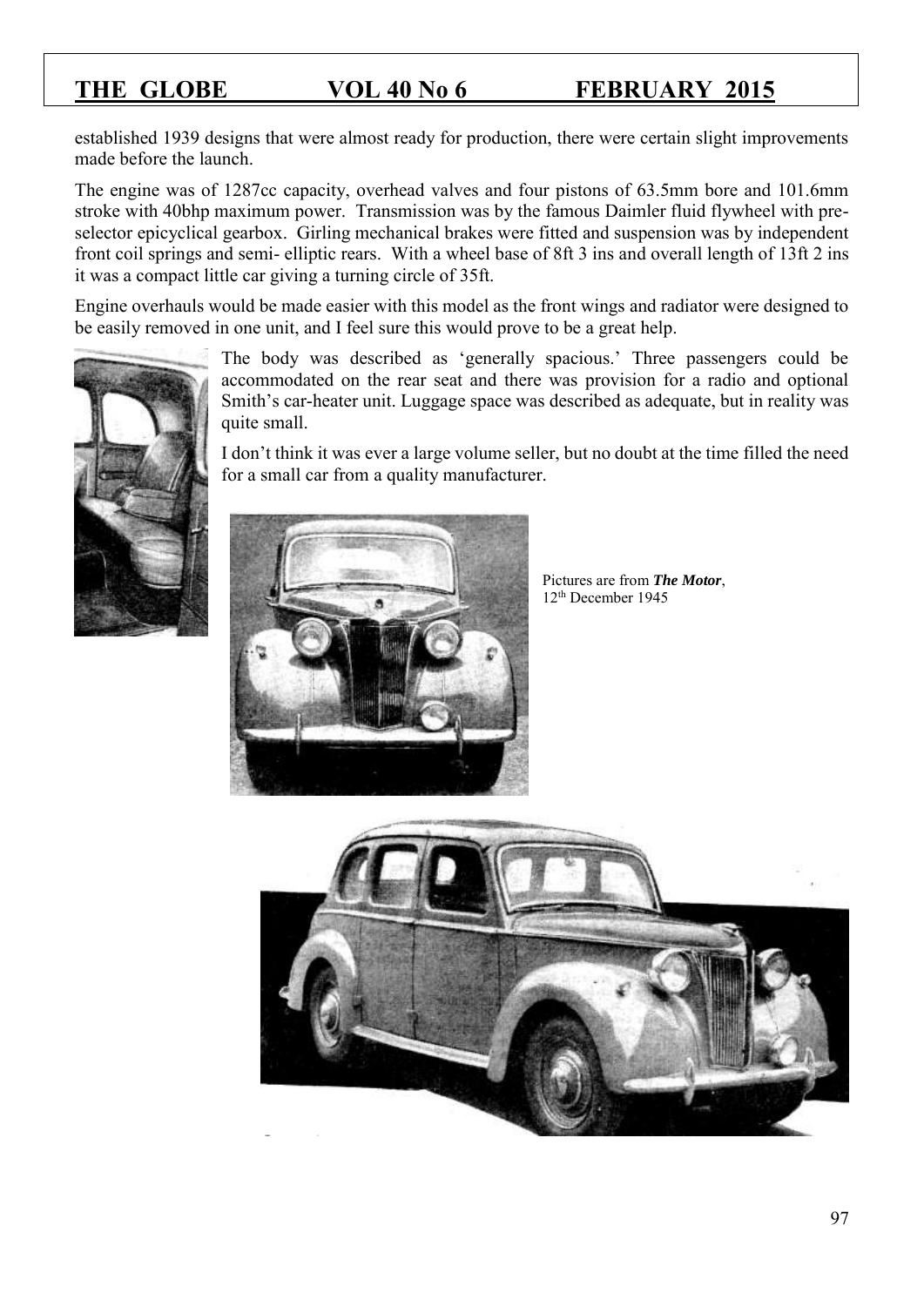established 1939 designs that were almost ready for production, there were certain slight improvements made before the launch.

The engine was of 1287cc capacity, overhead valves and four pistons of 63.5mm bore and 101.6mm stroke with 40bhp maximum power. Transmission was by the famous Daimler fluid flywheel with pre-selector epicyclical gearbox. Girling mechanical brakes were fitted and suspension was by independent front coil springs and semi- elliptic rears. With a wheel base of 8ft 3 ins and overall length of 13ft 2 ins it was a compact little car giving a turning circle of 35ft.

Engine overhauls would be made easier with this model as the front wings and radiator were designed to be easily removed in one unit, and I feel sure this would prove to be a great help.

The body was described as 'generally spacious.' Three passengers could be accommodated on the rear seat and there was provision for a radio and optional Smith's car-heater unit. Luggage space was described as adequate, but in reality was quite small.

I don't think it was ever a large volume seller, but no doubt at the time filled the need for a small car from a quality manufacturer.

Pictures are from ***The Motor***, 12th December 1945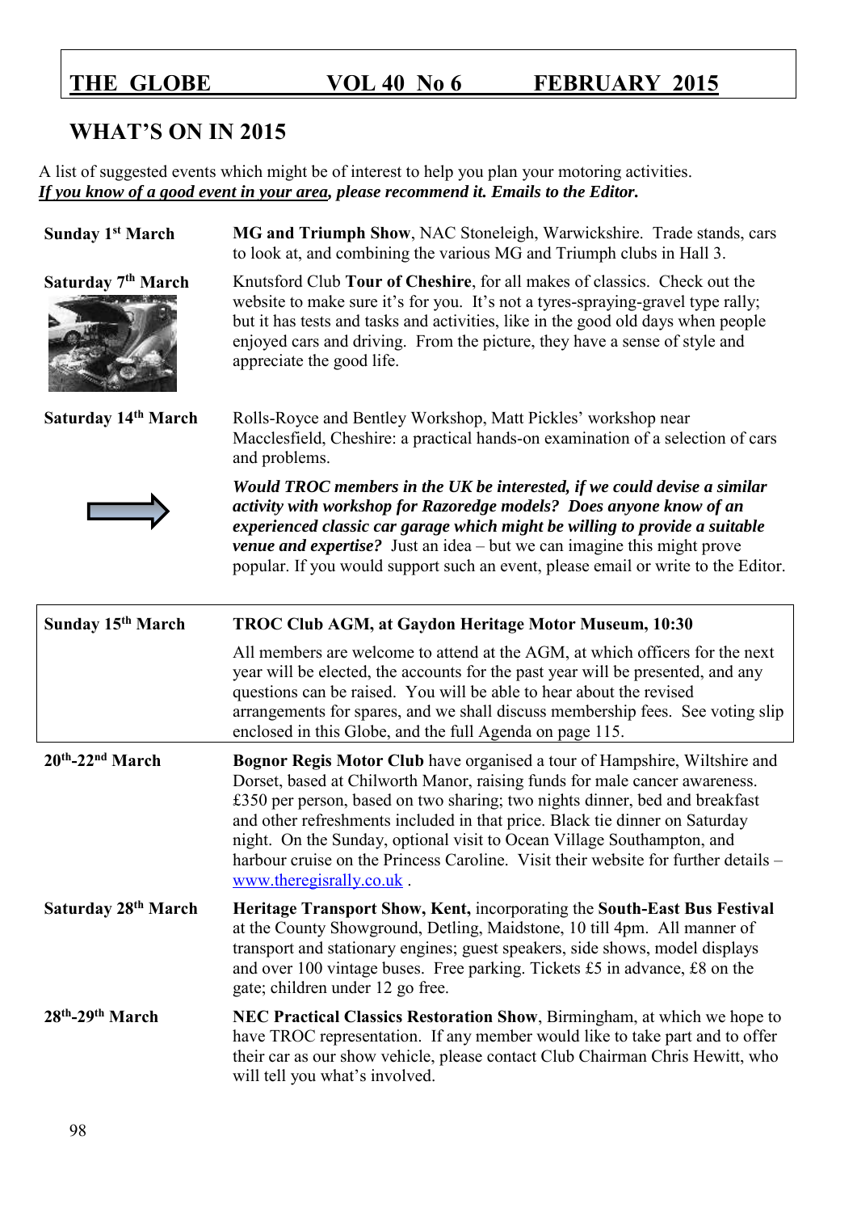# WHAT'S ON IN 2015

A list of suggested events which might be of interest to help you plan your motoring activities.
***If you know of a good event in your area, please recommend it. Emails to the Editor.***

**Sunday 1st March**

**MG and Triumph Show**, NAC Stoneleigh, Warwickshire. Trade stands, cars to look at, and combining the various MG and Triumph clubs in Hall 3.

**Saturday 7th March**

Knutsford Club **Tour of Cheshire**, for all makes of classics. Check out the website to make sure it's for you. It's not a tyres-spraying-gravel type rally; but it has tests and tasks and activities, like in the good old days when people enjoyed cars and driving. From the picture, they have a sense of style and appreciate the good life.

**Saturday 14th March**

Rolls-Royce and Bentley Workshop, Matt Pickles' workshop near Macclesfield, Cheshire: a practical hands-on examination of a selection of cars and problems.

***Would TROC members in the UK be interested, if we could devise a similar activity with workshop for Razoredge models? Does anyone know of an experienced classic car garage which might be willing to provide a suitable venue and expertise?*** Just an idea – but we can imagine this might prove popular. If you would support such an event, please email or write to the Editor.

**Sunday 15th March**

**TROC Club AGM, at Gaydon Heritage Motor Museum, 10:30**

All members are welcome to attend at the AGM, at which officers for the next year will be elected, the accounts for the past year will be presented, and any questions can be raised. You will be able to hear about the revised arrangements for spares, and we shall discuss membership fees. See voting slip enclosed in this Globe, and the full Agenda on page 115.

**20th-22nd March**

**Bognor Regis Motor Club** have organised a tour of Hampshire, Wiltshire and Dorset, based at Chilworth Manor, raising funds for male cancer awareness. £350 per person, based on two sharing; two nights dinner, bed and breakfast and other refreshments included in that price. Black tie dinner on Saturday night. On the Sunday, optional visit to Ocean Village Southampton, and harbour cruise on the Princess Caroline. Visit their website for further details – www.theregisrally.co.uk .

**Saturday 28th March**

**Heritage Transport Show, Kent,** incorporating the **South-East Bus Festival** at the County Showground, Detling, Maidstone, 10 till 4pm. All manner of transport and stationary engines; guest speakers, side shows, model displays and over 100 vintage buses. Free parking. Tickets £5 in advance, £8 on the gate; children under 12 go free.

**28th-29th March**

**NEC Practical Classics Restoration Show**, Birmingham, at which we hope to have TROC representation. If any member would like to take part and to offer their car as our show vehicle, please contact Club Chairman Chris Hewitt, who will tell you what's involved.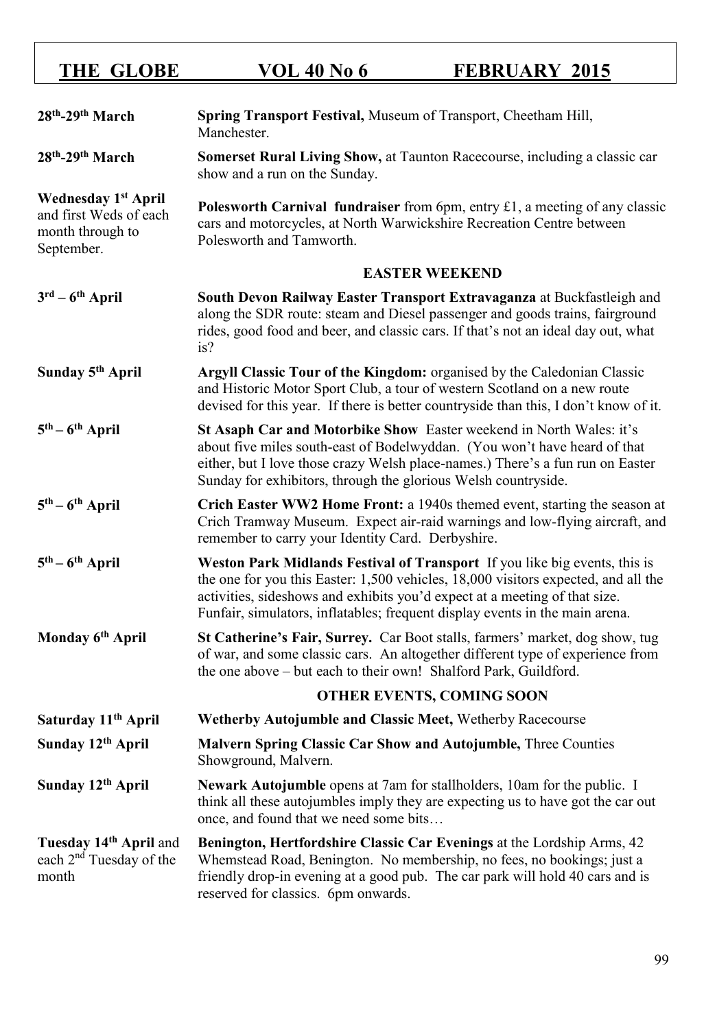| | |
|---|---|
| **28th-29th March** | **Spring Transport Festival,** Museum of Transport, Cheetham Hill, Manchester. |
| **28th-29th March** | **Somerset Rural Living Show,** at Taunton Racecourse, including a classic car show and a run on the Sunday. |
| **Wednesday 1st April** and first Weds of each month through to September. | **Polesworth Carnival fundraiser** from 6pm, entry £1, a meeting of any classic cars and motorcycles, at North Warwickshire Recreation Centre between Polesworth and Tamworth. |
| | **EASTER WEEKEND** |
| **3rd – 6th April** | **South Devon Railway Easter Transport Extravaganza** at Buckfastleigh and along the SDR route: steam and Diesel passenger and goods trains, fairground rides, good food and beer, and classic cars. If that's not an ideal day out, what is? |
| **Sunday 5th April** | **Argyll Classic Tour of the Kingdom:** organised by the Caledonian Classic and Historic Motor Sport Club, a tour of western Scotland on a new route devised for this year. If there is better countryside than this, I don't know of it. |
| **5th – 6th April** | **St Asaph Car and Motorbike Show** Easter weekend in North Wales: it's about five miles south-east of Bodelwyddan. (You won't have heard of that either, but I love those crazy Welsh place-names.) There's a fun run on Easter Sunday for exhibitors, through the glorious Welsh countryside. |
| **5th – 6th April** | **Crich Easter WW2 Home Front:** a 1940s themed event, starting the season at Crich Tramway Museum. Expect air-raid warnings and low-flying aircraft, and remember to carry your Identity Card. Derbyshire. |
| **5th – 6th April** | **Weston Park Midlands Festival of Transport** If you like big events, this is the one for you this Easter: 1,500 vehicles, 18,000 visitors expected, and all the activities, sideshows and exhibits you'd expect at a meeting of that size. Funfair, simulators, inflatables; frequent display events in the main arena. |
| **Monday 6th April** | **St Catherine's Fair, Surrey.** Car Boot stalls, farmers' market, dog show, tug of war, and some classic cars. An altogether different type of experience from the one above – but each to their own! Shalford Park, Guildford. |
| | **OTHER EVENTS, COMING SOON** |
| **Saturday 11th April** | **Wetherby Autojumble and Classic Meet,** Wetherby Racecourse |
| **Sunday 12th April** | **Malvern Spring Classic Car Show and Autojumble,** Three Counties Showground, Malvern. |
| **Sunday 12th April** | **Newark Autojumble** opens at 7am for stallholders, 10am for the public. I think all these autojumbles imply they are expecting us to have got the car out once, and found that we need some bits… |
| **Tuesday 14th April** and each 2nd Tuesday of the month | **Benington, Hertfordshire Classic Car Evenings** at the Lordship Arms, 42 Whemstead Road, Benington. No membership, no fees, no bookings; just a friendly drop-in evening at a good pub. The car park will hold 40 cars and is reserved for classics. 6pm onwards. |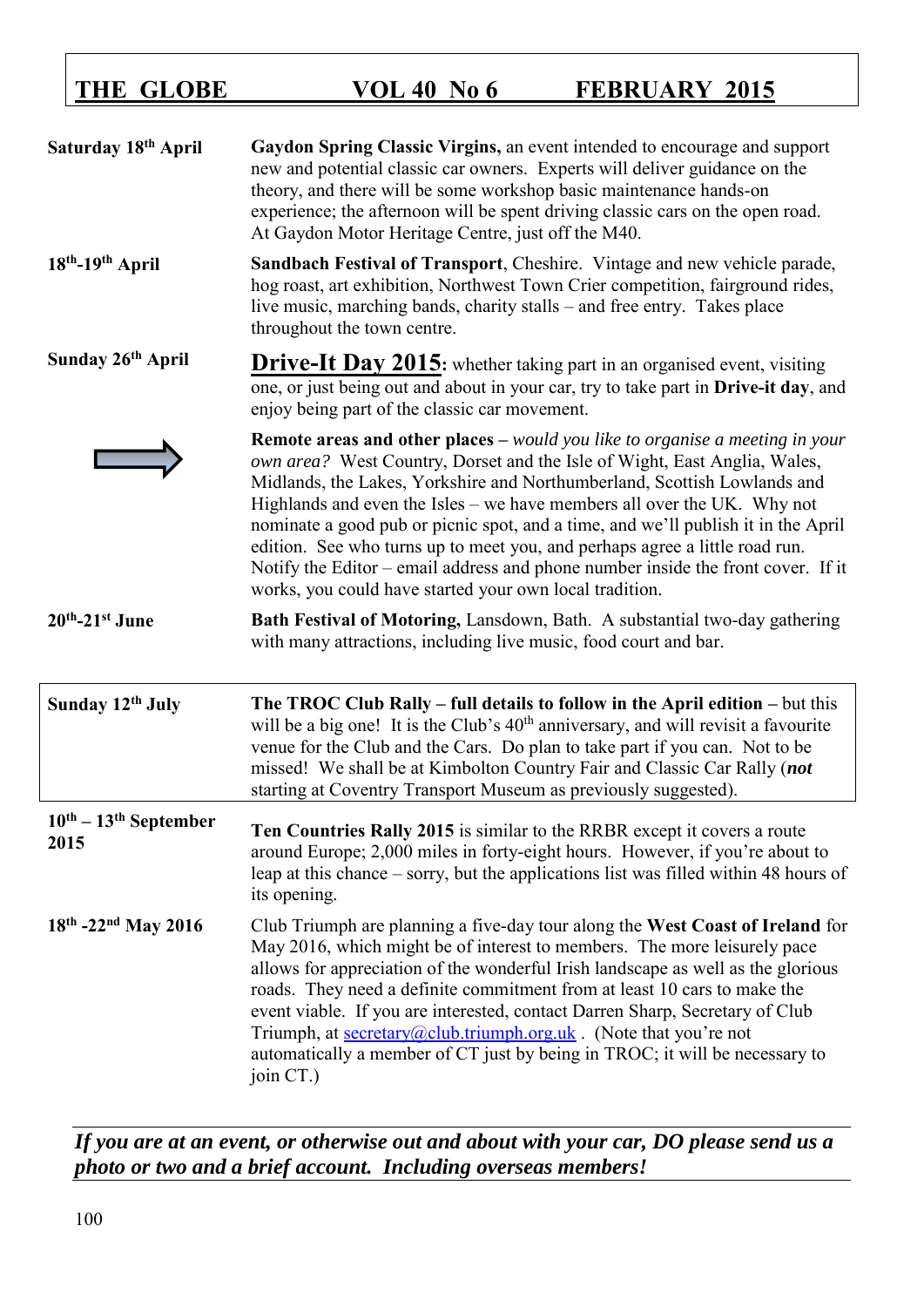| | |
|---|---|
| **Saturday 18th April** | **Gaydon Spring Classic Virgins,** an event intended to encourage and support new and potential classic car owners. Experts will deliver guidance on the theory, and there will be some workshop basic maintenance hands-on experience; the afternoon will be spent driving classic cars on the open road. At Gaydon Motor Heritage Centre, just off the M40. |
| **18th-19th April** | **Sandbach Festival of Transport**, Cheshire. Vintage and new vehicle parade, hog roast, art exhibition, Northwest Town Crier competition, fairground rides, live music, marching bands, charity stalls – and free entry. Takes place throughout the town centre. |
| **Sunday 26th April** | **Drive-It Day 2015:** whether taking part in an organised event, visiting one, or just being out and about in your car, try to take part in **Drive-it day**, and enjoy being part of the classic car movement. |
| ⇨ | **Remote areas and other places –** *would you like to organise a meeting in your own area?* West Country, Dorset and the Isle of Wight, East Anglia, Wales, Midlands, the Lakes, Yorkshire and Northumberland, Scottish Lowlands and Highlands and even the Isles – we have members all over the UK. Why not nominate a good pub or picnic spot, and a time, and we'll publish it in the April edition. See who turns up to meet you, and perhaps agree a little road run. Notify the Editor – email address and phone number inside the front cover. If it works, you could have started your own local tradition. |
| **20th-21st June** | **Bath Festival of Motoring,** Lansdown, Bath. A substantial two-day gathering with many attractions, including live music, food court and bar. |
| **Sunday 12th July** | **The TROC Club Rally – full details to follow in the April edition –** but this will be a big one! It is the Club's 40th anniversary, and will revisit a favourite venue for the Club and the Cars. Do plan to take part if you can. Not to be missed! We shall be at Kimbolton Country Fair and Classic Car Rally (***not*** starting at Coventry Transport Museum as previously suggested). |
| **10th – 13th September 2015** | **Ten Countries Rally 2015** is similar to the RRBR except it covers a route around Europe; 2,000 miles in forty-eight hours. However, if you're about to leap at this chance – sorry, but the applications list was filled within 48 hours of its opening. |
| **18th -22nd May 2016** | Club Triumph are planning a five-day tour along the **West Coast of Ireland** for May 2016, which might be of interest to members. The more leisurely pace allows for appreciation of the wonderful Irish landscape as well as the glorious roads. They need a definite commitment from at least 10 cars to make the event viable. If you are interested, contact Darren Sharp, Secretary of Club Triumph, at secretary@club.triumph.org.uk . (Note that you're not automatically a member of CT just by being in TROC; it will be necessary to join CT.) |

***If you are at an event, or otherwise out and about with your car, DO please send us a photo or two and a brief account. Including overseas members!***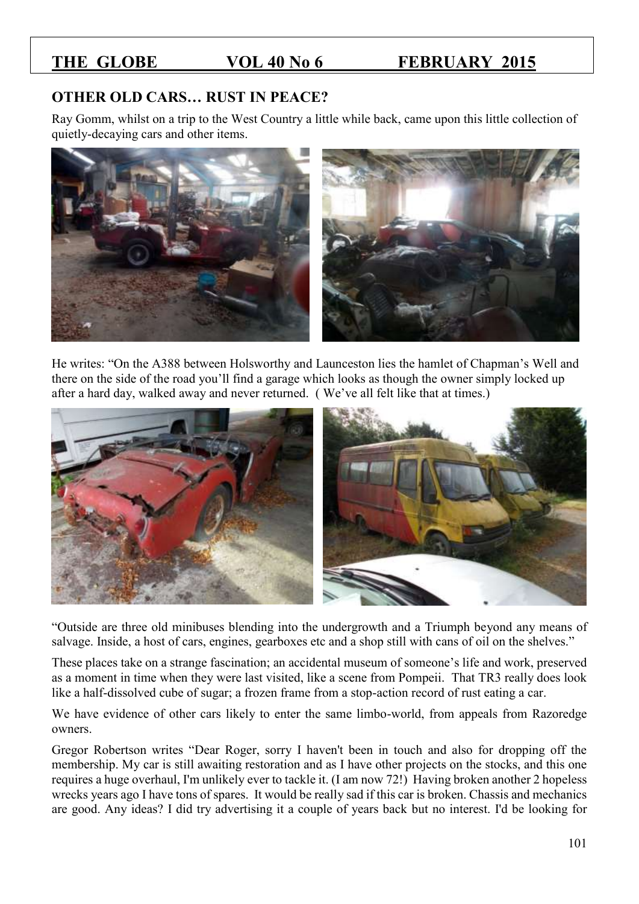## OTHER OLD CARS… RUST IN PEACE?

Ray Gomm, whilst on a trip to the West Country a little while back, came upon this little collection of quietly-decaying cars and other items.

He writes: "On the A388 between Holsworthy and Launceston lies the hamlet of Chapman's Well and there on the side of the road you'll find a garage which looks as though the owner simply locked up after a hard day, walked away and never returned. ( We've all felt like that at times.)

"Outside are three old minibuses blending into the undergrowth and a Triumph beyond any means of salvage. Inside, a host of cars, engines, gearboxes etc and a shop still with cans of oil on the shelves."

These places take on a strange fascination; an accidental museum of someone's life and work, preserved as a moment in time when they were last visited, like a scene from Pompeii. That TR3 really does look like a half-dissolved cube of sugar; a frozen frame from a stop-action record of rust eating a car.

We have evidence of other cars likely to enter the same limbo-world, from appeals from Razoredge owners.

Gregor Robertson writes "Dear Roger, sorry I haven't been in touch and also for dropping off the membership. My car is still awaiting restoration and as I have other projects on the stocks, and this one requires a huge overhaul, I'm unlikely ever to tackle it. (I am now 72!) Having broken another 2 hopeless wrecks years ago I have tons of spares. It would be really sad if this car is broken. Chassis and mechanics are good. Any ideas? I did try advertising it a couple of years back but no interest. I'd be looking for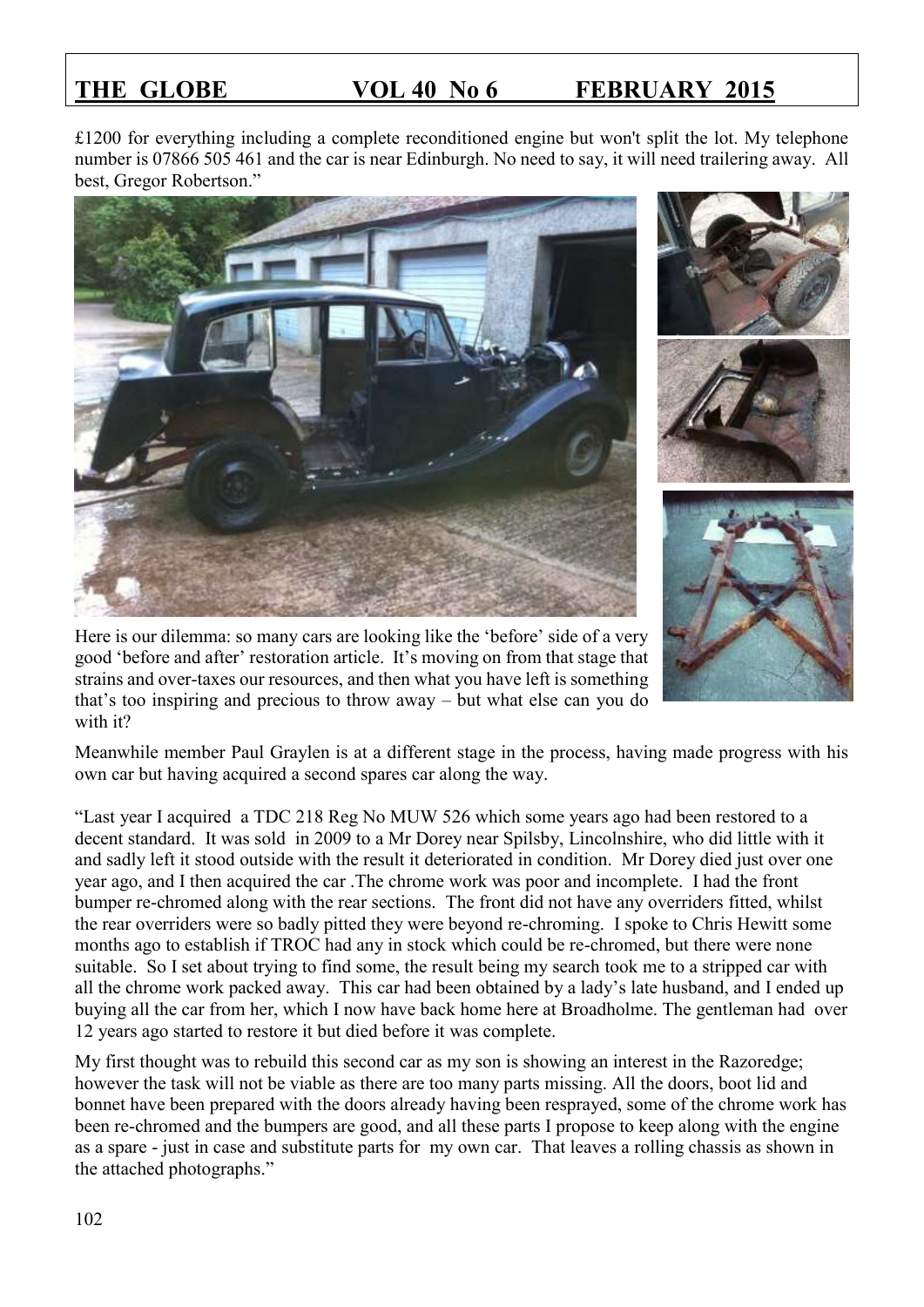£1200 for everything including a complete reconditioned engine but won't split the lot. My telephone number is 07866 505 461 and the car is near Edinburgh. No need to say, it will need trailering away. All best, Gregor Robertson."

Here is our dilemma: so many cars are looking like the 'before' side of a very good 'before and after' restoration article. It's moving on from that stage that strains and over-taxes our resources, and then what you have left is something that's too inspiring and precious to throw away – but what else can you do with it?

Meanwhile member Paul Graylen is at a different stage in the process, having made progress with his own car but having acquired a second spares car along the way.

"Last year I acquired a TDC 218 Reg No MUW 526 which some years ago had been restored to a decent standard. It was sold in 2009 to a Mr Dorey near Spilsby, Lincolnshire, who did little with it and sadly left it stood outside with the result it deteriorated in condition. Mr Dorey died just over one year ago, and I then acquired the car .The chrome work was poor and incomplete. I had the front bumper re-chromed along with the rear sections. The front did not have any overriders fitted, whilst the rear overriders were so badly pitted they were beyond re-chroming. I spoke to Chris Hewitt some months ago to establish if TROC had any in stock which could be re-chromed, but there were none suitable. So I set about trying to find some, the result being my search took me to a stripped car with all the chrome work packed away. This car had been obtained by a lady's late husband, and I ended up buying all the car from her, which I now have back home here at Broadholme. The gentleman had over 12 years ago started to restore it but died before it was complete.

My first thought was to rebuild this second car as my son is showing an interest in the Razoredge; however the task will not be viable as there are too many parts missing. All the doors, boot lid and bonnet have been prepared with the doors already having been resprayed, some of the chrome work has been re-chromed and the bumpers are good, and all these parts I propose to keep along with the engine as a spare - just in case and substitute parts for my own car. That leaves a rolling chassis as shown in the attached photographs."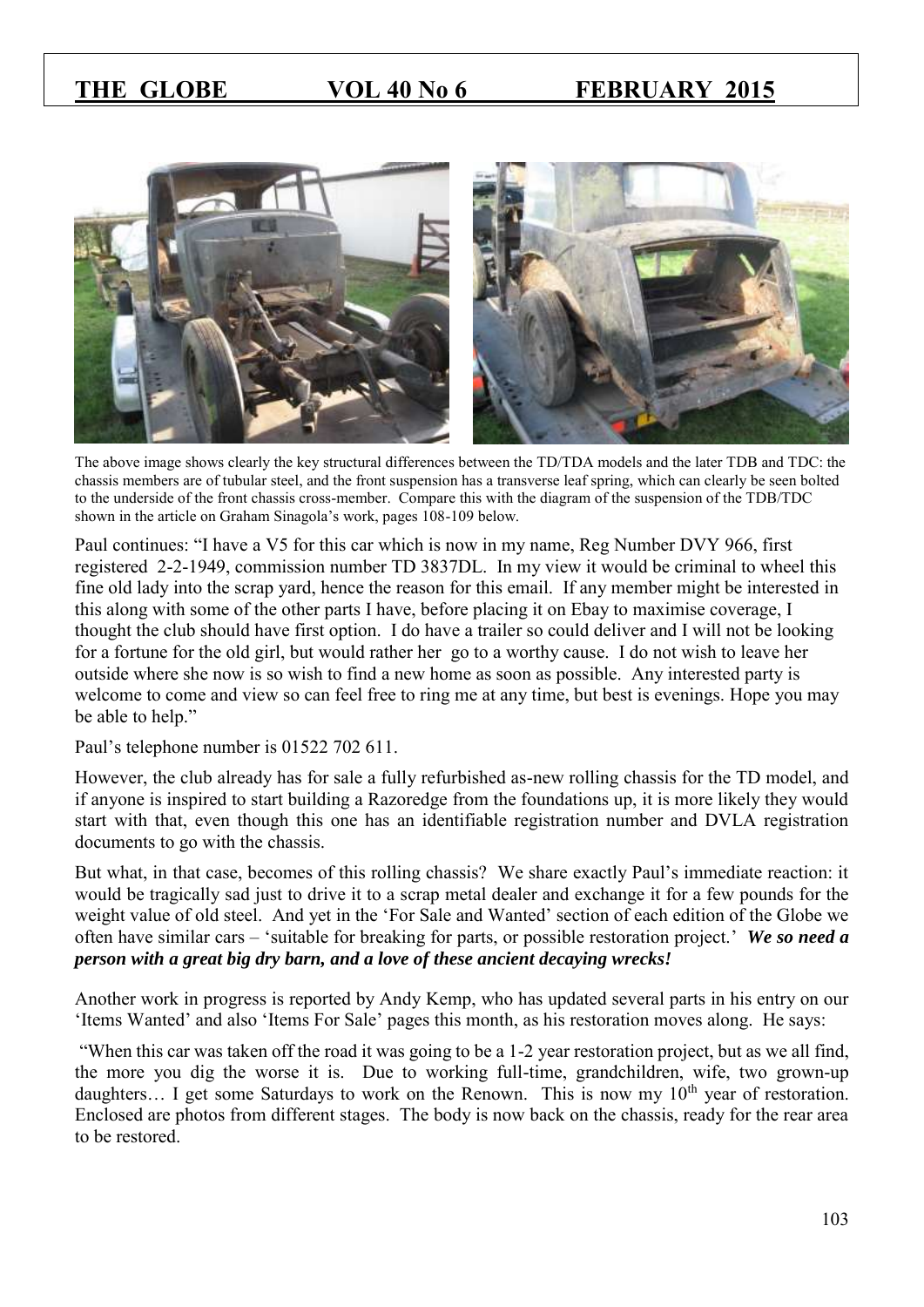The above image shows clearly the key structural differences between the TD/TDA models and the later TDB and TDC: the chassis members are of tubular steel, and the front suspension has a transverse leaf spring, which can clearly be seen bolted to the underside of the front chassis cross-member. Compare this with the diagram of the suspension of the TDB/TDC shown in the article on Graham Sinagola's work, pages 108-109 below.

Paul continues: "I have a V5 for this car which is now in my name, Reg Number DVY 966, first registered 2-2-1949, commission number TD 3837DL. In my view it would be criminal to wheel this fine old lady into the scrap yard, hence the reason for this email. If any member might be interested in this along with some of the other parts I have, before placing it on Ebay to maximise coverage, I thought the club should have first option. I do have a trailer so could deliver and I will not be looking for a fortune for the old girl, but would rather her go to a worthy cause. I do not wish to leave her outside where she now is so wish to find a new home as soon as possible. Any interested party is welcome to come and view so can feel free to ring me at any time, but best is evenings. Hope you may be able to help."

Paul's telephone number is 01522 702 611.

However, the club already has for sale a fully refurbished as-new rolling chassis for the TD model, and if anyone is inspired to start building a Razoredge from the foundations up, it is more likely they would start with that, even though this one has an identifiable registration number and DVLA registration documents to go with the chassis.

But what, in that case, becomes of this rolling chassis? We share exactly Paul's immediate reaction: it would be tragically sad just to drive it to a scrap metal dealer and exchange it for a few pounds for the weight value of old steel. And yet in the 'For Sale and Wanted' section of each edition of the Globe we often have similar cars – 'suitable for breaking for parts, or possible restoration project.' ***We so need a person with a great big dry barn, and a love of these ancient decaying wrecks!***

Another work in progress is reported by Andy Kemp, who has updated several parts in his entry on our 'Items Wanted' and also 'Items For Sale' pages this month, as his restoration moves along. He says:

"When this car was taken off the road it was going to be a 1-2 year restoration project, but as we all find, the more you dig the worse it is. Due to working full-time, grandchildren, wife, two grown-up daughters… I get some Saturdays to work on the Renown. This is now my 10th year of restoration. Enclosed are photos from different stages. The body is now back on the chassis, ready for the rear area to be restored.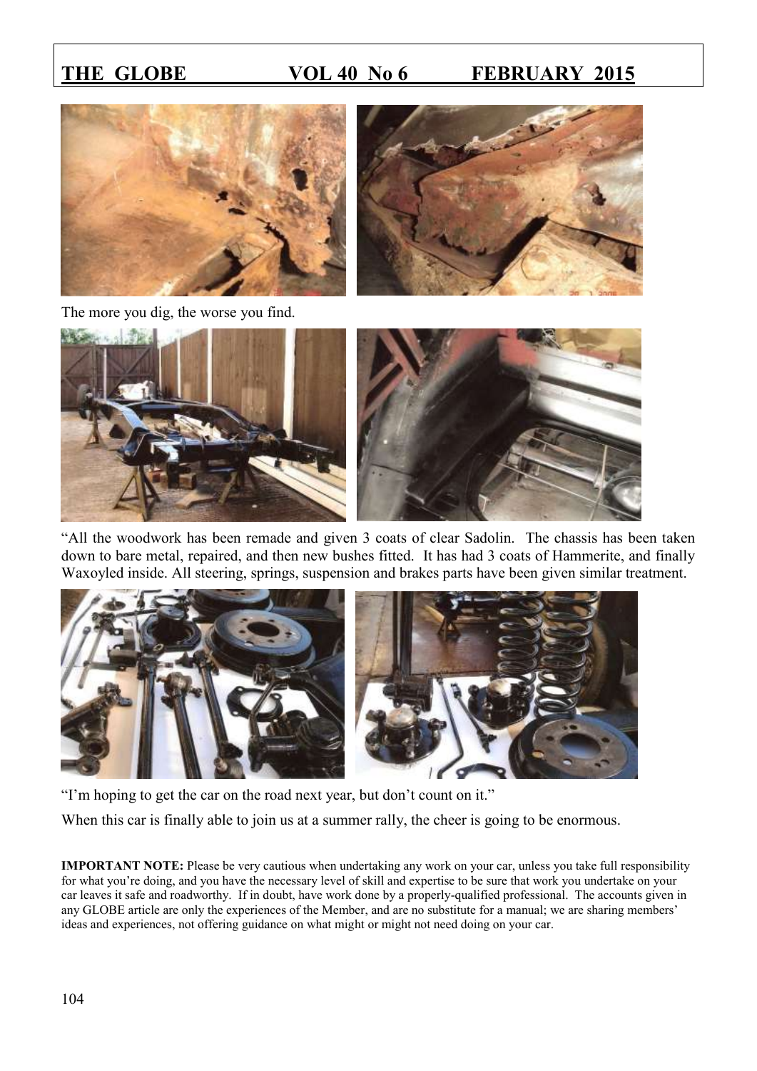The more you dig, the worse you find.

"All the woodwork has been remade and given 3 coats of clear Sadolin. The chassis has been taken down to bare metal, repaired, and then new bushes fitted. It has had 3 coats of Hammerite, and finally Waxoyled inside. All steering, springs, suspension and brakes parts have been given similar treatment.

"I'm hoping to get the car on the road next year, but don't count on it."

When this car is finally able to join us at a summer rally, the cheer is going to be enormous.

**IMPORTANT NOTE:** Please be very cautious when undertaking any work on your car, unless you take full responsibility for what you're doing, and you have the necessary level of skill and expertise to be sure that work you undertake on your car leaves it safe and roadworthy. If in doubt, have work done by a properly-qualified professional. The accounts given in any GLOBE article are only the experiences of the Member, and are no substitute for a manual; we are sharing members' ideas and experiences, not offering guidance on what might or might not need doing on your car.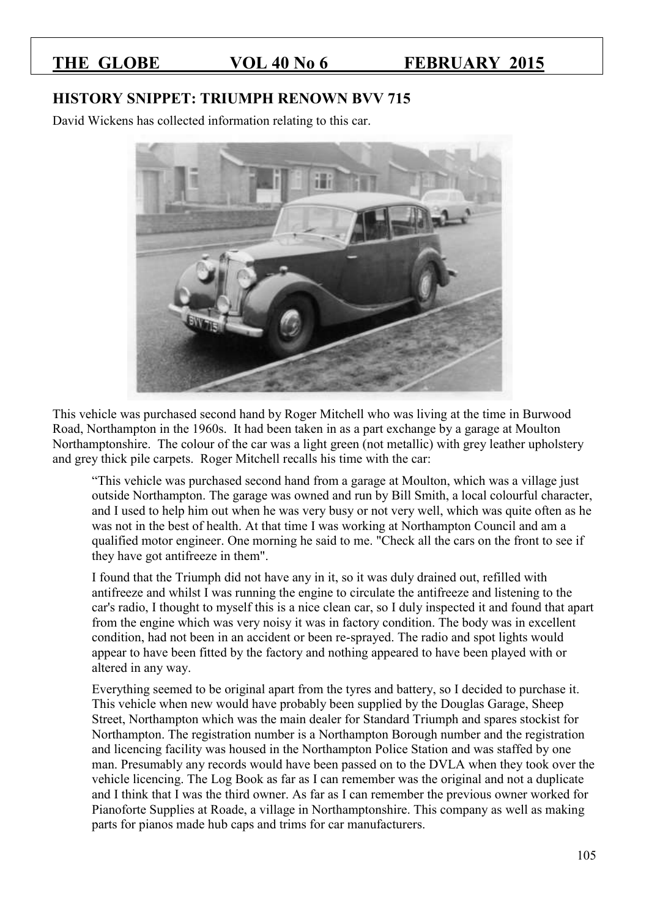## HISTORY SNIPPET: TRIUMPH RENOWN BVV 715

David Wickens has collected information relating to this car.

This vehicle was purchased second hand by Roger Mitchell who was living at the time in Burwood Road, Northampton in the 1960s. It had been taken in as a part exchange by a garage at Moulton Northamptonshire. The colour of the car was a light green (not metallic) with grey leather upholstery and grey thick pile carpets. Roger Mitchell recalls his time with the car:

> "This vehicle was purchased second hand from a garage at Moulton, which was a village just outside Northampton. The garage was owned and run by Bill Smith, a local colourful character, and I used to help him out when he was very busy or not very well, which was quite often as he was not in the best of health. At that time I was working at Northampton Council and am a qualified motor engineer. One morning he said to me. "Check all the cars on the front to see if they have got antifreeze in them".
>
> I found that the Triumph did not have any in it, so it was duly drained out, refilled with antifreeze and whilst I was running the engine to circulate the antifreeze and listening to the car's radio, I thought to myself this is a nice clean car, so I duly inspected it and found that apart from the engine which was very noisy it was in factory condition. The body was in excellent condition, had not been in an accident or been re-sprayed. The radio and spot lights would appear to have been fitted by the factory and nothing appeared to have been played with or altered in any way.
>
> Everything seemed to be original apart from the tyres and battery, so I decided to purchase it. This vehicle when new would have probably been supplied by the Douglas Garage, Sheep Street, Northampton which was the main dealer for Standard Triumph and spares stockist for Northampton. The registration number is a Northampton Borough number and the registration and licencing facility was housed in the Northampton Police Station and was staffed by one man. Presumably any records would have been passed on to the DVLA when they took over the vehicle licencing. The Log Book as far as I can remember was the original and not a duplicate and I think that I was the third owner. As far as I can remember the previous owner worked for Pianoforte Supplies at Roade, a village in Northamptonshire. This company as well as making parts for pianos made hub caps and trims for car manufacturers.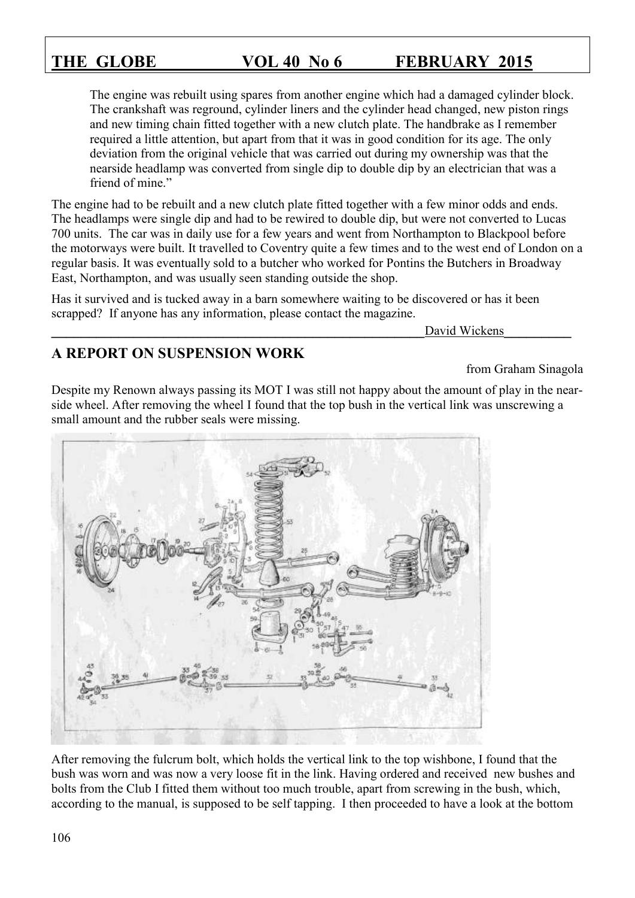The engine was rebuilt using spares from another engine which had a damaged cylinder block. The crankshaft was reground, cylinder liners and the cylinder head changed, new piston rings and new timing chain fitted together with a new clutch plate. The handbrake as I remember required a little attention, but apart from that it was in good condition for its age. The only deviation from the original vehicle that was carried out during my ownership was that the nearside headlamp was converted from single dip to double dip by an electrician that was a friend of mine."

The engine had to be rebuilt and a new clutch plate fitted together with a few minor odds and ends. The headlamps were single dip and had to be rewired to double dip, but were not converted to Lucas 700 units. The car was in daily use for a few years and went from Northampton to Blackpool before the motorways were built. It travelled to Coventry quite a few times and to the west end of London on a regular basis. It was eventually sold to a butcher who worked for Pontins the Butchers in Broadway East, Northampton, and was usually seen standing outside the shop.

Has it survived and is tucked away in a barn somewhere waiting to be discovered or has it been scrapped? If anyone has any information, please contact the magazine.

David Wickens

## A REPORT ON SUSPENSION WORK

from Graham Sinagola

Despite my Renown always passing its MOT I was still not happy about the amount of play in the near-side wheel. After removing the wheel I found that the top bush in the vertical link was unscrewing a small amount and the rubber seals were missing.

After removing the fulcrum bolt, which holds the vertical link to the top wishbone, I found that the bush was worn and was now a very loose fit in the link. Having ordered and received new bushes and bolts from the Club I fitted them without too much trouble, apart from screwing in the bush, which, according to the manual, is supposed to be self tapping. I then proceeded to have a look at the bottom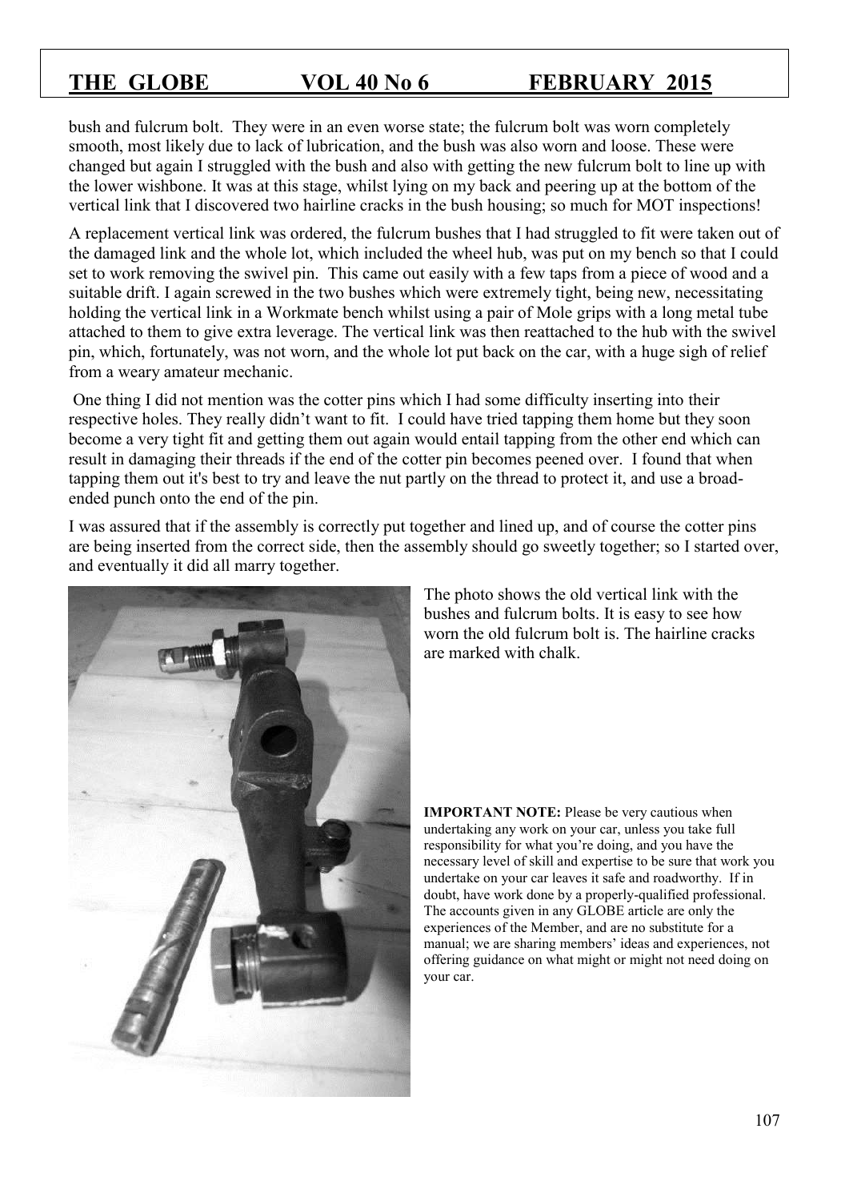bush and fulcrum bolt. They were in an even worse state; the fulcrum bolt was worn completely smooth, most likely due to lack of lubrication, and the bush was also worn and loose. These were changed but again I struggled with the bush and also with getting the new fulcrum bolt to line up with the lower wishbone. It was at this stage, whilst lying on my back and peering up at the bottom of the vertical link that I discovered two hairline cracks in the bush housing; so much for MOT inspections!

A replacement vertical link was ordered, the fulcrum bushes that I had struggled to fit were taken out of the damaged link and the whole lot, which included the wheel hub, was put on my bench so that I could set to work removing the swivel pin. This came out easily with a few taps from a piece of wood and a suitable drift. I again screwed in the two bushes which were extremely tight, being new, necessitating holding the vertical link in a Workmate bench whilst using a pair of Mole grips with a long metal tube attached to them to give extra leverage. The vertical link was then reattached to the hub with the swivel pin, which, fortunately, was not worn, and the whole lot put back on the car, with a huge sigh of relief from a weary amateur mechanic.

One thing I did not mention was the cotter pins which I had some difficulty inserting into their respective holes. They really didn't want to fit. I could have tried tapping them home but they soon become a very tight fit and getting them out again would entail tapping from the other end which can result in damaging their threads if the end of the cotter pin becomes peened over. I found that when tapping them out it's best to try and leave the nut partly on the thread to protect it, and use a broad-ended punch onto the end of the pin.

I was assured that if the assembly is correctly put together and lined up, and of course the cotter pins are being inserted from the correct side, then the assembly should go sweetly together; so I started over, and eventually it did all marry together.

The photo shows the old vertical link with the bushes and fulcrum bolts. It is easy to see how worn the old fulcrum bolt is. The hairline cracks are marked with chalk.

**IMPORTANT NOTE:** Please be very cautious when undertaking any work on your car, unless you take full responsibility for what you're doing, and you have the necessary level of skill and expertise to be sure that work you undertake on your car leaves it safe and roadworthy. If in doubt, have work done by a properly-qualified professional. The accounts given in any GLOBE article are only the experiences of the Member, and are no substitute for a manual; we are sharing members' ideas and experiences, not offering guidance on what might or might not need doing on your car.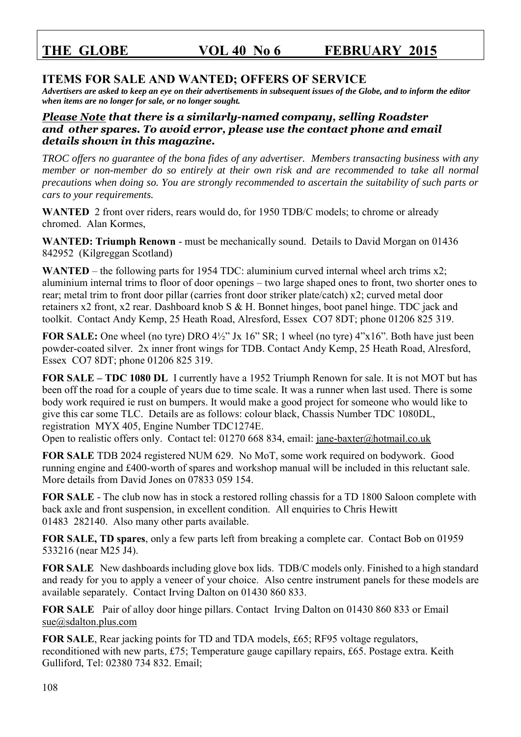## ITEMS FOR SALE AND WANTED; OFFERS OF SERVICE

***Advertisers are asked to keep an eye on their advertisements in subsequent issues of the Globe, and to inform the editor when items are no longer for sale, or no longer sought.***

***Please Note that there is a similarly-named company, selling Roadster and other spares. To avoid error, please use the contact phone and email details shown in this magazine.***

*TROC offers no guarantee of the bona fides of any advertiser. Members transacting business with any member or non-member do so entirely at their own risk and are recommended to take all normal precautions when doing so. You are strongly recommended to ascertain the suitability of such parts or cars to your requirements.*

**WANTED** 2 front over riders, rears would do, for 1950 TDB/C models; to chrome or already chromed. Alan Kormes,

**WANTED: Triumph Renown** - must be mechanically sound. Details to David Morgan on 01436 842952 (Kilgreggan Scotland)

**WANTED** – the following parts for 1954 TDC: aluminium curved internal wheel arch trims x2; aluminium internal trims to floor of door openings – two large shaped ones to front, two shorter ones to rear; metal trim to front door pillar (carries front door striker plate/catch) x2; curved metal door retainers x2 front, x2 rear. Dashboard knob S & H. Bonnet hinges, boot panel hinge. TDC jack and toolkit. Contact Andy Kemp, 25 Heath Road, Alresford, Essex CO7 8DT; phone 01206 825 319.

**FOR SALE:** One wheel (no tyre) DRO 4½" Jx 16" SR; 1 wheel (no tyre) 4"x16". Both have just been powder-coated silver. 2x inner front wings for TDB. Contact Andy Kemp, 25 Heath Road, Alresford, Essex CO7 8DT; phone 01206 825 319.

**FOR SALE – TDC 1080 DL** I currently have a 1952 Triumph Renown for sale. It is not MOT but has been off the road for a couple of years due to time scale. It was a runner when last used. There is some body work required ie rust on bumpers. It would make a good project for someone who would like to give this car some TLC. Details are as follows: colour black, Chassis Number TDC 1080DL, registration MYX 405, Engine Number TDC1274E.
Open to realistic offers only. Contact tel: 01270 668 834, email: jane-baxter@hotmail.co.uk

**FOR SALE** TDB 2024 registered NUM 629. No MoT, some work required on bodywork. Good running engine and £400-worth of spares and workshop manual will be included in this reluctant sale. More details from David Jones on 07833 059 154.

**FOR SALE** - The club now has in stock a restored rolling chassis for a TD 1800 Saloon complete with back axle and front suspension, in excellent condition. All enquiries to Chris Hewitt 01483 282140. Also many other parts available.

**FOR SALE, TD spares**, only a few parts left from breaking a complete car. Contact Bob on 01959 533216 (near M25 J4).

**FOR SALE** New dashboards including glove box lids. TDB/C models only. Finished to a high standard and ready for you to apply a veneer of your choice. Also centre instrument panels for these models are available separately. Contact Irving Dalton on 01430 860 833.

**FOR SALE** Pair of alloy door hinge pillars. Contact Irving Dalton on 01430 860 833 or Email sue@sdalton.plus.com

**FOR SALE**, Rear jacking points for TD and TDA models, £65; RF95 voltage regulators, reconditioned with new parts, £75; Temperature gauge capillary repairs, £65. Postage extra. Keith Gulliford, Tel: 02380 734 832. Email;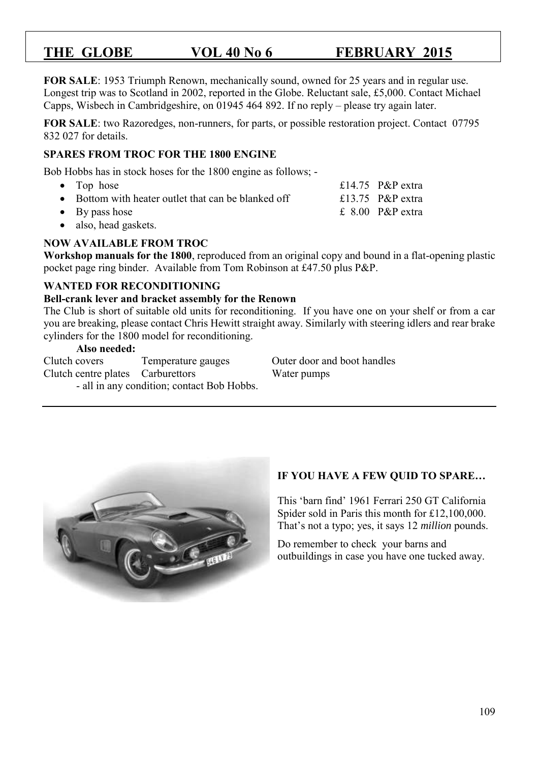**FOR SALE**: 1953 Triumph Renown, mechanically sound, owned for 25 years and in regular use. Longest trip was to Scotland in 2002, reported in the Globe. Reluctant sale, £5,000. Contact Michael Capps, Wisbech in Cambridgeshire, on 01945 464 892. If no reply – please try again later.

**FOR SALE**: two Razoredges, non-runners, for parts, or possible restoration project. Contact 07795 832 027 for details.

### SPARES FROM TROC FOR THE 1800 ENGINE

Bob Hobbs has in stock hoses for the 1800 engine as follows; -

- Top hose — £14.75 P&P extra
- Bottom with heater outlet that can be blanked off — £13.75 P&P extra
- By pass hose — £ 8.00 P&P extra
- also, head gaskets.

### NOW AVAILABLE FROM TROC

**Workshop manuals for the 1800**, reproduced from an original copy and bound in a flat-opening plastic pocket page ring binder. Available from Tom Robinson at £47.50 plus P&P.

### WANTED FOR RECONDITIONING

**Bell-crank lever and bracket assembly for the Renown**

The Club is short of suitable old units for reconditioning. If you have one on your shelf or from a car you are breaking, please contact Chris Hewitt straight away. Similarly with steering idlers and rear brake cylinders for the 1800 model for reconditioning.

**Also needed:**

| Clutch covers | Temperature gauges | Outer door and boot handles |
|---|---|---|
| Clutch centre plates | Carburettors | Water pumps |

- all in any condition; contact Bob Hobbs.

---

### IF YOU HAVE A FEW QUID TO SPARE…

This 'barn find' 1961 Ferrari 250 GT California Spider sold in Paris this month for £12,100,000. That's not a typo; yes, it says 12 *million* pounds.

Do remember to check your barns and outbuildings in case you have one tucked away.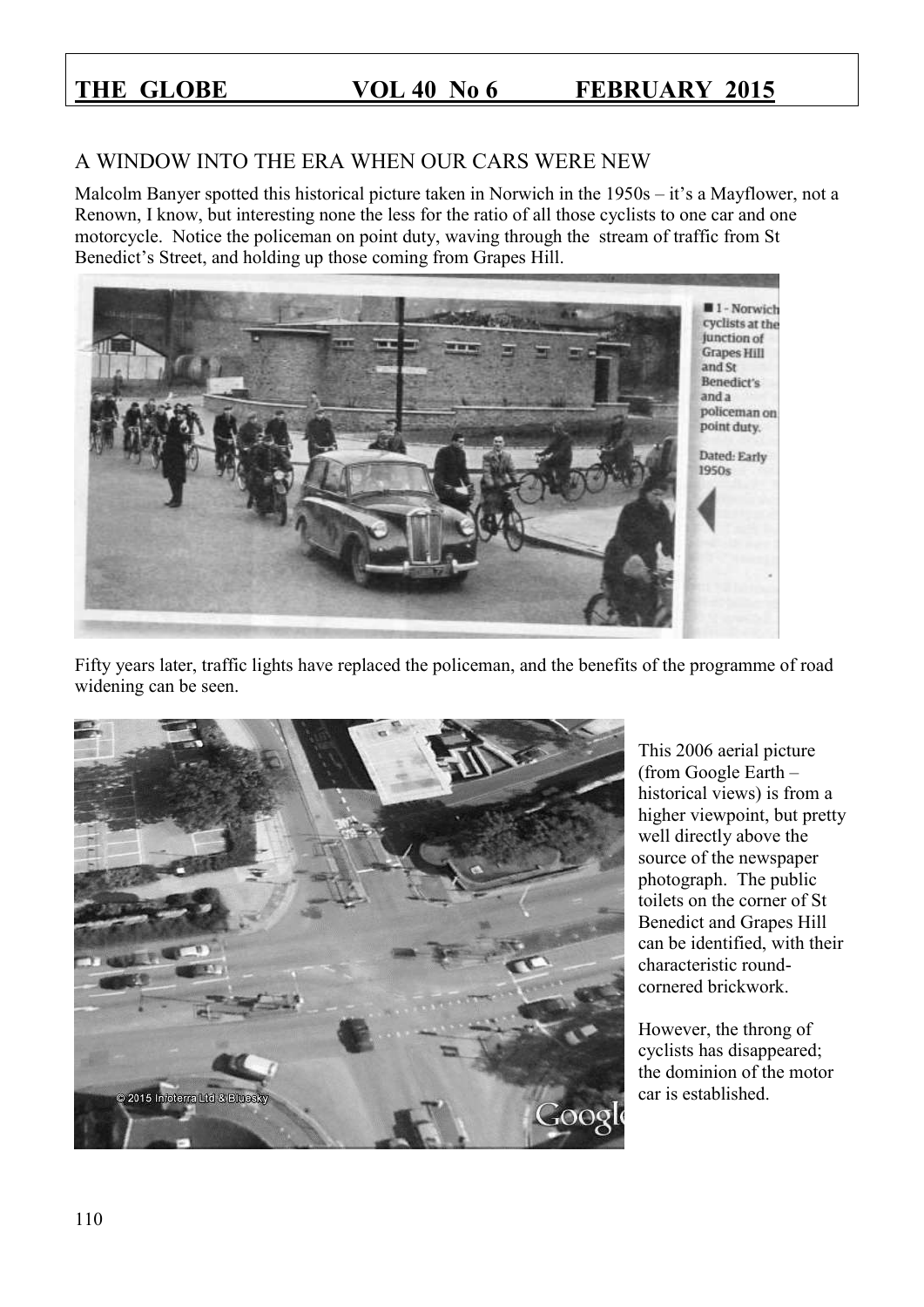## A WINDOW INTO THE ERA WHEN OUR CARS WERE NEW

Malcolm Banyer spotted this historical picture taken in Norwich in the 1950s – it's a Mayflower, not a Renown, I know, but interesting none the less for the ratio of all those cyclists to one car and one motorcycle. Notice the policeman on point duty, waving through the stream of traffic from St Benedict's Street, and holding up those coming from Grapes Hill.

1 - Norwich cyclists at the junction of Grapes Hill and St Benedict's and a policeman on point duty.

Dated: Early 1950s

Fifty years later, traffic lights have replaced the policeman, and the benefits of the programme of road widening can be seen.

This 2006 aerial picture (from Google Earth – historical views) is from a higher viewpoint, but pretty well directly above the source of the newspaper photograph. The public toilets on the corner of St Benedict and Grapes Hill can be identified, with their characteristic round-cornered brickwork.

However, the throng of cyclists has disappeared; the dominion of the motor car is established.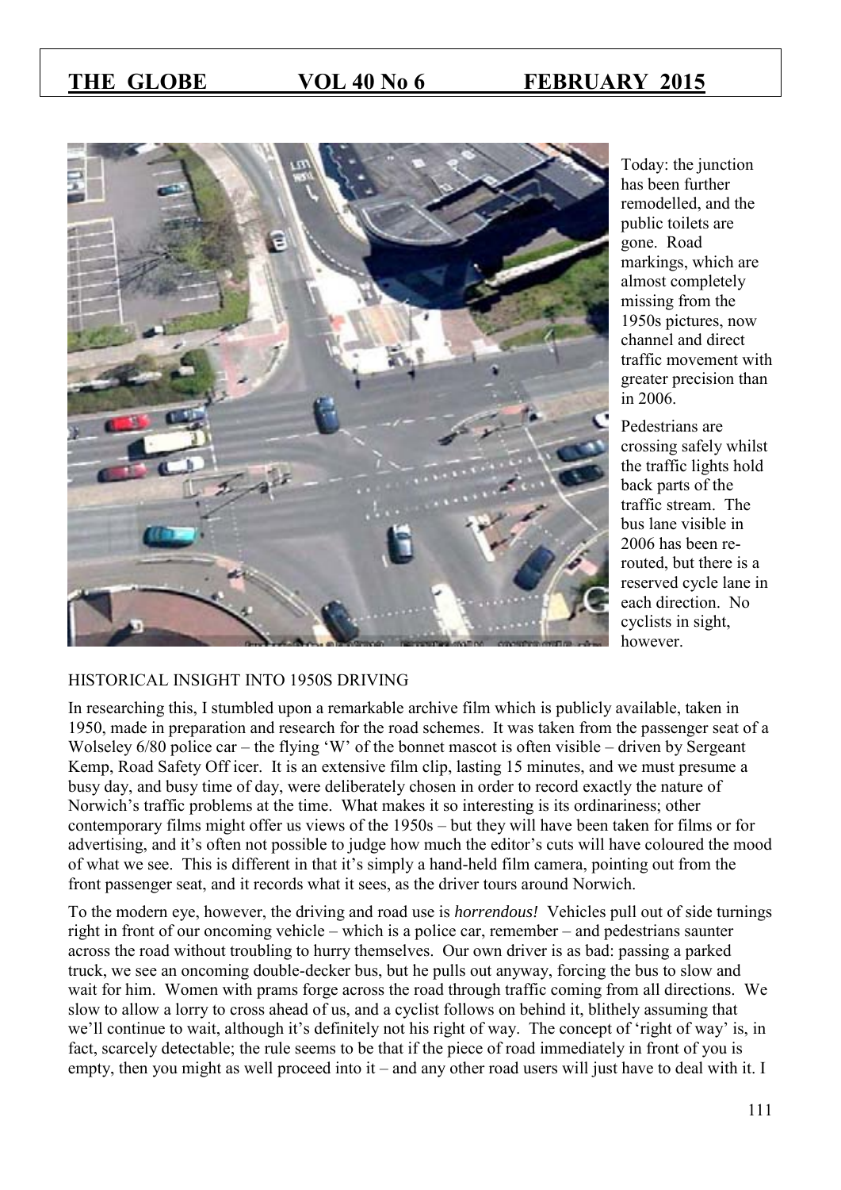Today: the junction has been further remodelled, and the public toilets are gone. Road markings, which are almost completely missing from the 1950s pictures, now channel and direct traffic movement with greater precision than in 2006.

Pedestrians are crossing safely whilst the traffic lights hold back parts of the traffic stream. The bus lane visible in 2006 has been re-routed, but there is a reserved cycle lane in each direction. No cyclists in sight, however.

## HISTORICAL INSIGHT INTO 1950S DRIVING

In researching this, I stumbled upon a remarkable archive film which is publicly available, taken in 1950, made in preparation and research for the road schemes. It was taken from the passenger seat of a Wolseley 6/80 police car – the flying 'W' of the bonnet mascot is often visible – driven by Sergeant Kemp, Road Safety Off icer. It is an extensive film clip, lasting 15 minutes, and we must presume a busy day, and busy time of day, were deliberately chosen in order to record exactly the nature of Norwich's traffic problems at the time. What makes it so interesting is its ordinariness; other contemporary films might offer us views of the 1950s – but they will have been taken for films or for advertising, and it's often not possible to judge how much the editor's cuts will have coloured the mood of what we see. This is different in that it's simply a hand-held film camera, pointing out from the front passenger seat, and it records what it sees, as the driver tours around Norwich.

To the modern eye, however, the driving and road use is *horrendous!* Vehicles pull out of side turnings right in front of our oncoming vehicle – which is a police car, remember – and pedestrians saunter across the road without troubling to hurry themselves. Our own driver is as bad: passing a parked truck, we see an oncoming double-decker bus, but he pulls out anyway, forcing the bus to slow and wait for him. Women with prams forge across the road through traffic coming from all directions. We slow to allow a lorry to cross ahead of us, and a cyclist follows on behind it, blithely assuming that we'll continue to wait, although it's definitely not his right of way. The concept of 'right of way' is, in fact, scarcely detectable; the rule seems to be that if the piece of road immediately in front of you is empty, then you might as well proceed into it – and any other road users will just have to deal with it. I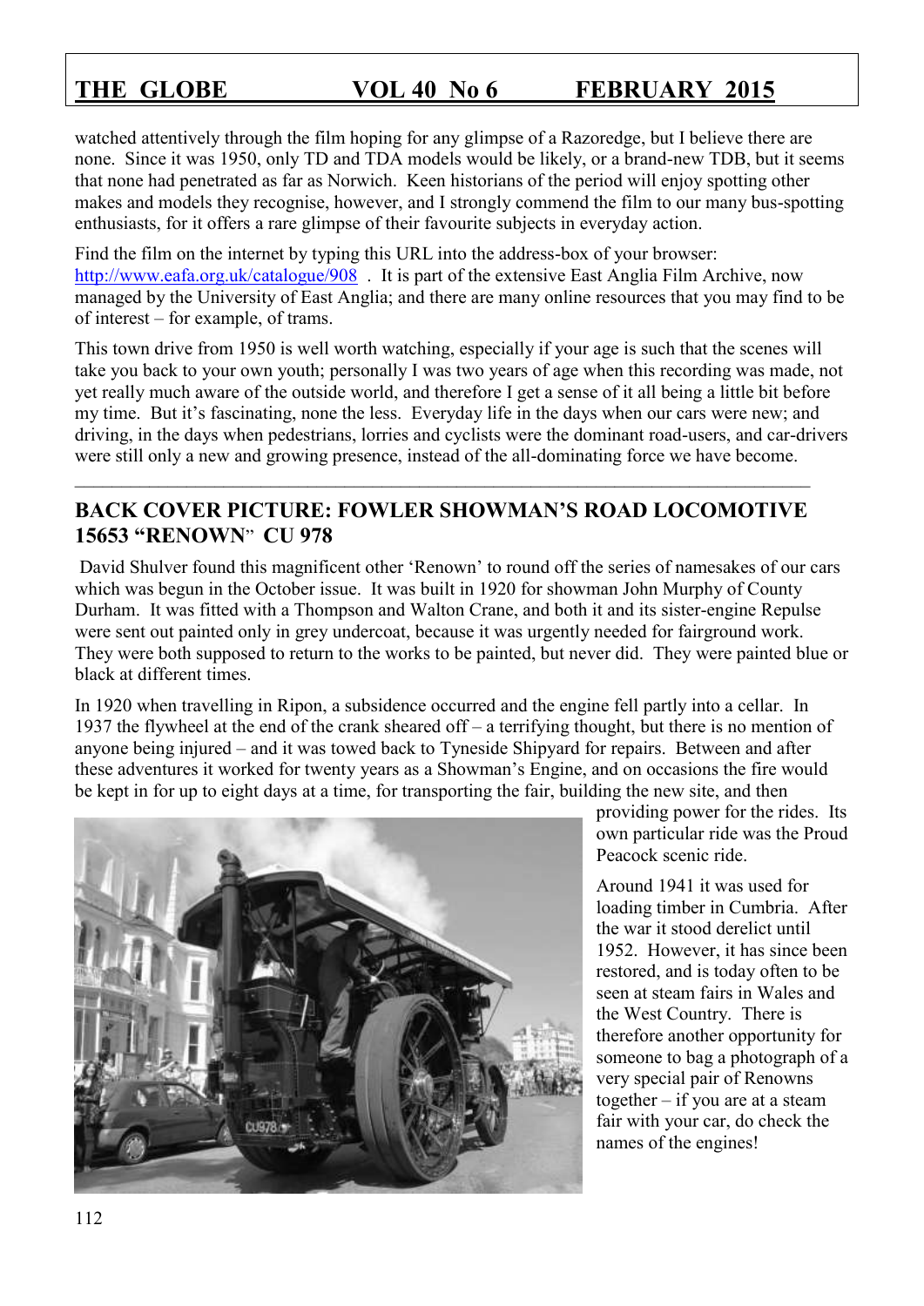watched attentively through the film hoping for any glimpse of a Razoredge, but I believe there are none. Since it was 1950, only TD and TDA models would be likely, or a brand-new TDB, but it seems that none had penetrated as far as Norwich. Keen historians of the period will enjoy spotting other makes and models they recognise, however, and I strongly commend the film to our many bus-spotting enthusiasts, for it offers a rare glimpse of their favourite subjects in everyday action.

Find the film on the internet by typing this URL into the address-box of your browser: http://www.eafa.org.uk/catalogue/908 . It is part of the extensive East Anglia Film Archive, now managed by the University of East Anglia; and there are many online resources that you may find to be of interest – for example, of trams.

This town drive from 1950 is well worth watching, especially if your age is such that the scenes will take you back to your own youth; personally I was two years of age when this recording was made, not yet really much aware of the outside world, and therefore I get a sense of it all being a little bit before my time. But it's fascinating, none the less. Everyday life in the days when our cars were new; and driving, in the days when pedestrians, lorries and cyclists were the dominant road-users, and car-drivers were still only a new and growing presence, instead of the all-dominating force we have become.

---

## BACK COVER PICTURE: FOWLER SHOWMAN'S ROAD LOCOMOTIVE 15653 "RENOWN" CU 978

David Shulver found this magnificent other 'Renown' to round off the series of namesakes of our cars which was begun in the October issue. It was built in 1920 for showman John Murphy of County Durham. It was fitted with a Thompson and Walton Crane, and both it and its sister-engine Repulse were sent out painted only in grey undercoat, because it was urgently needed for fairground work. They were both supposed to return to the works to be painted, but never did. They were painted blue or black at different times.

In 1920 when travelling in Ripon, a subsidence occurred and the engine fell partly into a cellar. In 1937 the flywheel at the end of the crank sheared off – a terrifying thought, but there is no mention of anyone being injured – and it was towed back to Tyneside Shipyard for repairs. Between and after these adventures it worked for twenty years as a Showman's Engine, and on occasions the fire would be kept in for up to eight days at a time, for transporting the fair, building the new site, and then providing power for the rides. Its own particular ride was the Proud Peacock scenic ride.

Around 1941 it was used for loading timber in Cumbria. After the war it stood derelict until 1952. However, it has since been restored, and is today often to be seen at steam fairs in Wales and the West Country. There is therefore another opportunity for someone to bag a photograph of a very special pair of Renowns together – if you are at a steam fair with your car, do check the names of the engines!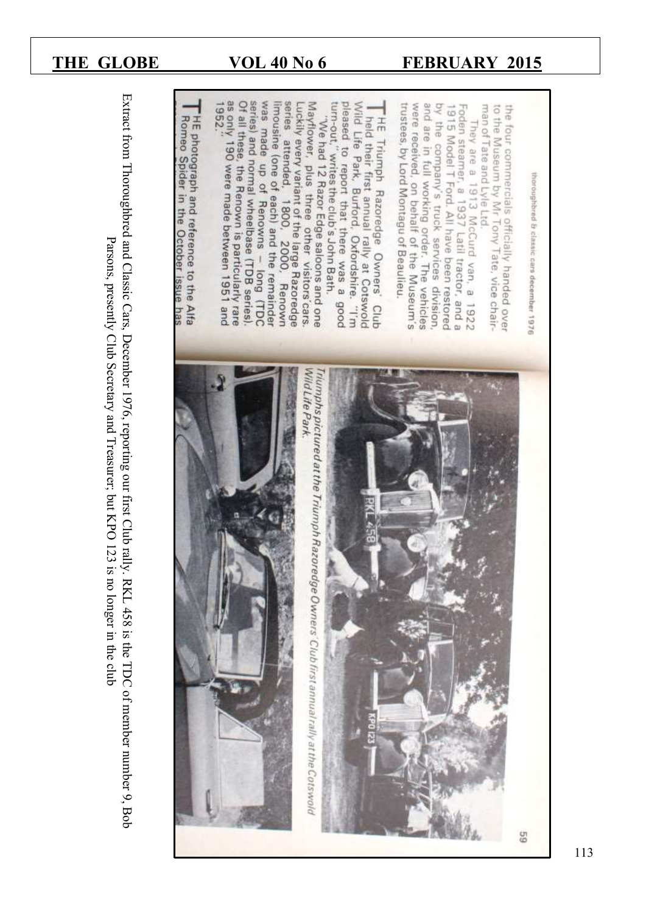thoroughbred & classic cars december 1976

the four commercials officially handed over to the Museum by Mr Tony Tate, vice chairman of Tate and Lyle Ltd.

They are a 1913 McCurd van, a 1922 Foden steamer, a 1937 Latil tractor, and a 1915 Model T Ford. All have been restored by the company's truck services division, and are in full working order. The vehicles were received, on behalf of the Museum's trustees, by Lord Montagu of Beaulieu.

THE Triumph Razoredge Owners' Club held their first annual rally at Cotswold Wild Life Park, Burford, Oxfordshire. "I'm pleased to report that there was a good turn-out," writes the club's John Bath.

"We had 12 Razor Edge saloons and one Mayflower, plus three other visitors' cars. Luckily every variant of the large Razoredge series attended, 1800, 2000, Renown limousine (one of each) and the remainder was made up of Renowns – long (TDC series) and normal wheelbase (TDB series). Of all these, the Renown is particularly rare as only 190 were made between 1951 and 1952."

THE photograph and reference to the Alfa Romeo Spider in the October issue has

*Triumphs pictured at the Triumph Razoredge Owners' Club first annual rally at the Cotswold Wild Life Park.*

Extract from Thoroughbred and Classic Cars, December 1976, reporting our first Club rally. RKL 458 is the TDC of member number 9, Bob Parsons, presently Club Secretary and Treasurer; but KPO 123 is no longer in the club